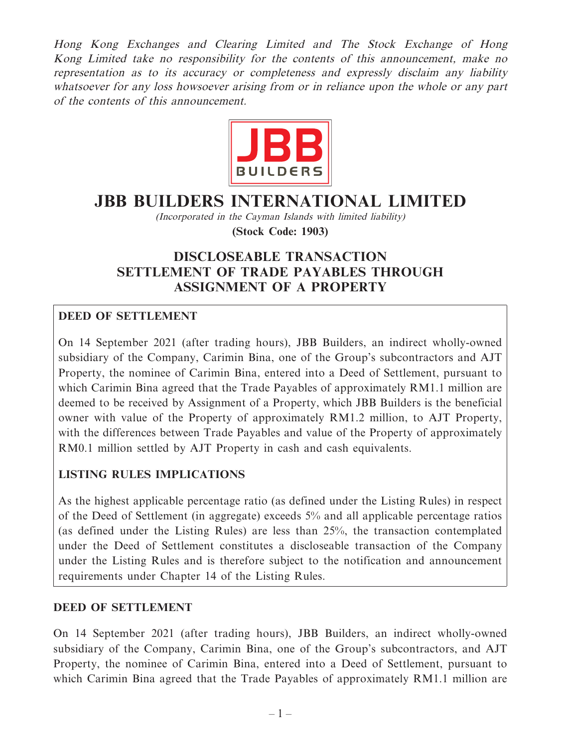*Hong Kong Exchanges and Clearing Limited and The Stock Exchange of Hong Kong Limited take no responsibility for the contents of this announcement, make no representation as to its accuracy or completeness and expressly disclaim any liability whatsoever for any loss howsoever arising from or in reliance upon the whole or any part of the contents of this announcement.*

# JBB BUILDERS INTERNATIONAL LIMITED

*(Incorporated in the Cayman Islands with limited liability)*

**(Stock Code: 1903)**

## DISCLOSEABLE TRANSACTION SETTLEMENT OF TRADE PAYABLES THROUGH ASSIGNMENT OF A PROPERTY

**DEED OF SETTLEMENT**

On 14 September 2021 (after trading hours), JBB Builders, an indirect wholly-owned subsidiary of the Company, Carimin Bina, one of the Group's subcontractors and AJT Property, the nominee of Carimin Bina, entered into a Deed of Settlement, pursuant to which Carimin Bina agreed that the Trade Payables of approximately RM1.1 million are deemed to be received by Assignment of a Property, which JBB Builders is the beneficial owner with value of the Property of approximately RM1.2 million, to AJT Property, with the differences between Trade Payables and value of the Property of approximately RM0.1 million settled by AJT Property in cash and cash equivalents.

**LISTING RULES IMPLICATIONS**

As the highest applicable percentage ratio (as defined under the Listing Rules) in respect of the Deed of Settlement (in aggregate) exceeds 5% and all applicable percentage ratios (as defined under the Listing Rules) are less than 25%, the transaction contemplated under the Deed of Settlement constitutes a discloseable transaction of the Company under the Listing Rules and is therefore subject to the notification and announcement requirements under Chapter 14 of the Listing Rules.

### DEED OF SETTLEMENT

On 14 September 2021 (after trading hours), JBB Builders, an indirect wholly-owned subsidiary of the Company, Carimin Bina, one of the Group's subcontractors, and AJT Property, the nominee of Carimin Bina, entered into a Deed of Settlement, pursuant to which Carimin Bina agreed that the Trade Payables of approximately RM1.1 million are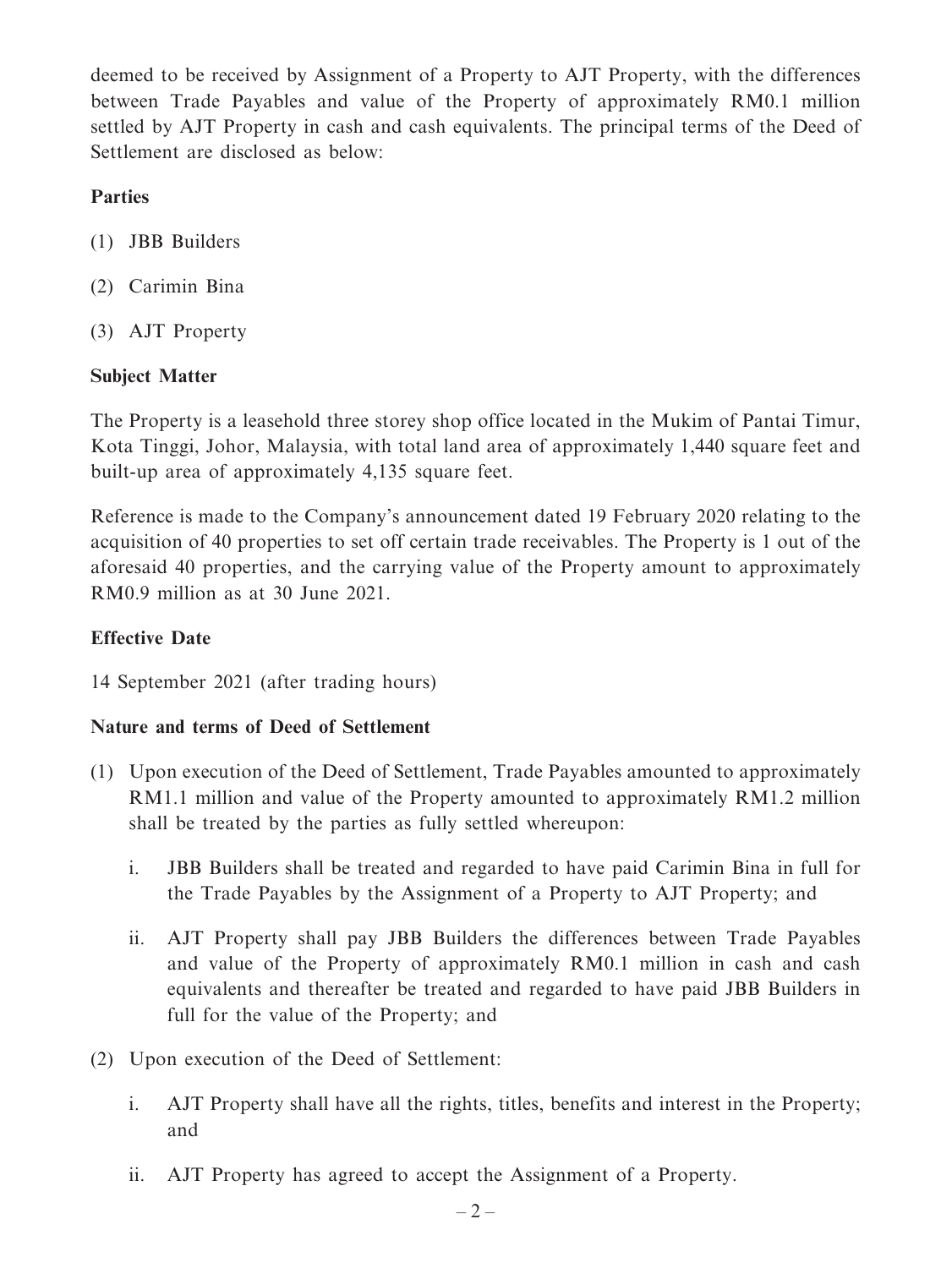deemed to be received by Assignment of a Property to AJT Property, with the differences between Trade Payables and value of the Property of approximately RM0.1 million settled by AJT Property in cash and cash equivalents. The principal terms of the Deed of Settlement are disclosed as below:

**Parties**

(1) JBB Builders

(2) Carimin Bina

(3) AJT Property

**Subject Matter**

The Property is a leasehold three storey shop office located in the Mukim of Pantai Timur, Kota Tinggi, Johor, Malaysia, with total land area of approximately 1,440 square feet and built-up area of approximately 4,135 square feet.

Reference is made to the Company's announcement dated 19 February 2020 relating to the acquisition of 40 properties to set off certain trade receivables. The Property is 1 out of the aforesaid 40 properties, and the carrying value of the Property amount to approximately RM0.9 million as at 30 June 2021.

**Effective Date**

14 September 2021 (after trading hours)

**Nature and terms of Deed of Settlement**

(1) Upon execution of the Deed of Settlement, Trade Payables amounted to approximately RM1.1 million and value of the Property amounted to approximately RM1.2 million shall be treated by the parties as fully settled whereupon:

   i. JBB Builders shall be treated and regarded to have paid Carimin Bina in full for the Trade Payables by the Assignment of a Property to AJT Property; and

   ii. AJT Property shall pay JBB Builders the differences between Trade Payables and value of the Property of approximately RM0.1 million in cash and cash equivalents and thereafter be treated and regarded to have paid JBB Builders in full for the value of the Property; and

(2) Upon execution of the Deed of Settlement:

   i. AJT Property shall have all the rights, titles, benefits and interest in the Property; and

   ii. AJT Property has agreed to accept the Assignment of a Property.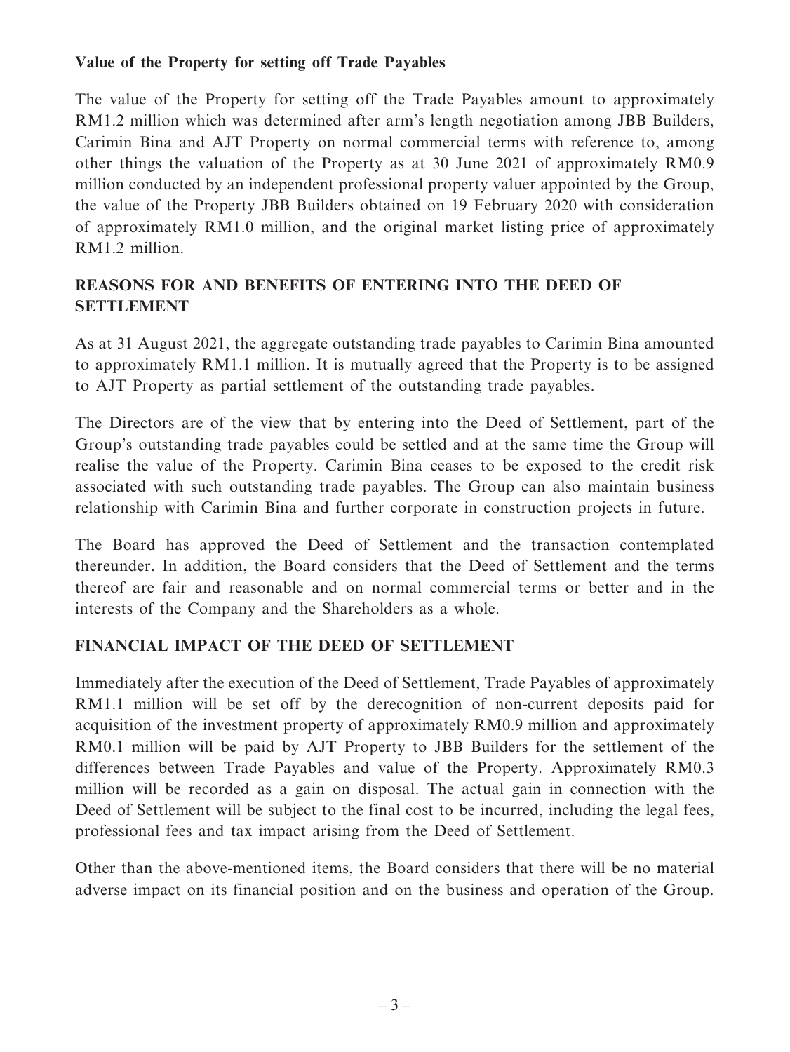**Value of the Property for setting off Trade Payables**

The value of the Property for setting off the Trade Payables amount to approximately RM1.2 million which was determined after arm's length negotiation among JBB Builders, Carimin Bina and AJT Property on normal commercial terms with reference to, among other things the valuation of the Property as at 30 June 2021 of approximately RM0.9 million conducted by an independent professional property valuer appointed by the Group, the value of the Property JBB Builders obtained on 19 February 2020 with consideration of approximately RM1.0 million, and the original market listing price of approximately RM1.2 million.

## REASONS FOR AND BENEFITS OF ENTERING INTO THE DEED OF SETTLEMENT

As at 31 August 2021, the aggregate outstanding trade payables to Carimin Bina amounted to approximately RM1.1 million. It is mutually agreed that the Property is to be assigned to AJT Property as partial settlement of the outstanding trade payables.

The Directors are of the view that by entering into the Deed of Settlement, part of the Group's outstanding trade payables could be settled and at the same time the Group will realise the value of the Property. Carimin Bina ceases to be exposed to the credit risk associated with such outstanding trade payables. The Group can also maintain business relationship with Carimin Bina and further corporate in construction projects in future.

The Board has approved the Deed of Settlement and the transaction contemplated thereunder. In addition, the Board considers that the Deed of Settlement and the terms thereof are fair and reasonable and on normal commercial terms or better and in the interests of the Company and the Shareholders as a whole.

## FINANCIAL IMPACT OF THE DEED OF SETTLEMENT

Immediately after the execution of the Deed of Settlement, Trade Payables of approximately RM1.1 million will be set off by the derecognition of non-current deposits paid for acquisition of the investment property of approximately RM0.9 million and approximately RM0.1 million will be paid by AJT Property to JBB Builders for the settlement of the differences between Trade Payables and value of the Property. Approximately RM0.3 million will be recorded as a gain on disposal. The actual gain in connection with the Deed of Settlement will be subject to the final cost to be incurred, including the legal fees, professional fees and tax impact arising from the Deed of Settlement.

Other than the above-mentioned items, the Board considers that there will be no material adverse impact on its financial position and on the business and operation of the Group.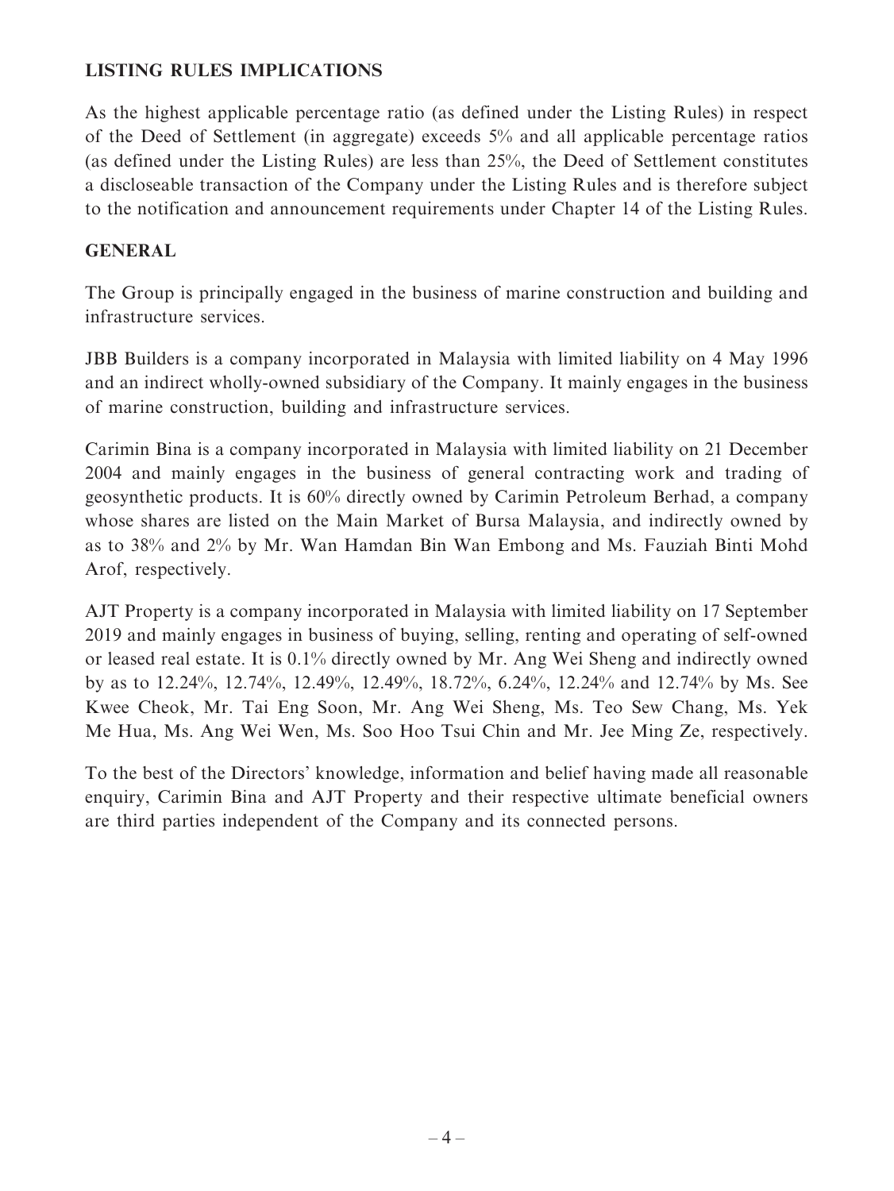## LISTING RULES IMPLICATIONS

As the highest applicable percentage ratio (as defined under the Listing Rules) in respect of the Deed of Settlement (in aggregate) exceeds 5% and all applicable percentage ratios (as defined under the Listing Rules) are less than 25%, the Deed of Settlement constitutes a discloseable transaction of the Company under the Listing Rules and is therefore subject to the notification and announcement requirements under Chapter 14 of the Listing Rules.

## GENERAL

The Group is principally engaged in the business of marine construction and building and infrastructure services.

JBB Builders is a company incorporated in Malaysia with limited liability on 4 May 1996 and an indirect wholly-owned subsidiary of the Company. It mainly engages in the business of marine construction, building and infrastructure services.

Carimin Bina is a company incorporated in Malaysia with limited liability on 21 December 2004 and mainly engages in the business of general contracting work and trading of geosynthetic products. It is 60% directly owned by Carimin Petroleum Berhad, a company whose shares are listed on the Main Market of Bursa Malaysia, and indirectly owned by as to 38% and 2% by Mr. Wan Hamdan Bin Wan Embong and Ms. Fauziah Binti Mohd Arof, respectively.

AJT Property is a company incorporated in Malaysia with limited liability on 17 September 2019 and mainly engages in business of buying, selling, renting and operating of self-owned or leased real estate. It is 0.1% directly owned by Mr. Ang Wei Sheng and indirectly owned by as to 12.24%, 12.74%, 12.49%, 12.49%, 18.72%, 6.24%, 12.24% and 12.74% by Ms. See Kwee Cheok, Mr. Tai Eng Soon, Mr. Ang Wei Sheng, Ms. Teo Sew Chang, Ms. Yek Me Hua, Ms. Ang Wei Wen, Ms. Soo Hoo Tsui Chin and Mr. Jee Ming Ze, respectively.

To the best of the Directors' knowledge, information and belief having made all reasonable enquiry, Carimin Bina and AJT Property and their respective ultimate beneficial owners are third parties independent of the Company and its connected persons.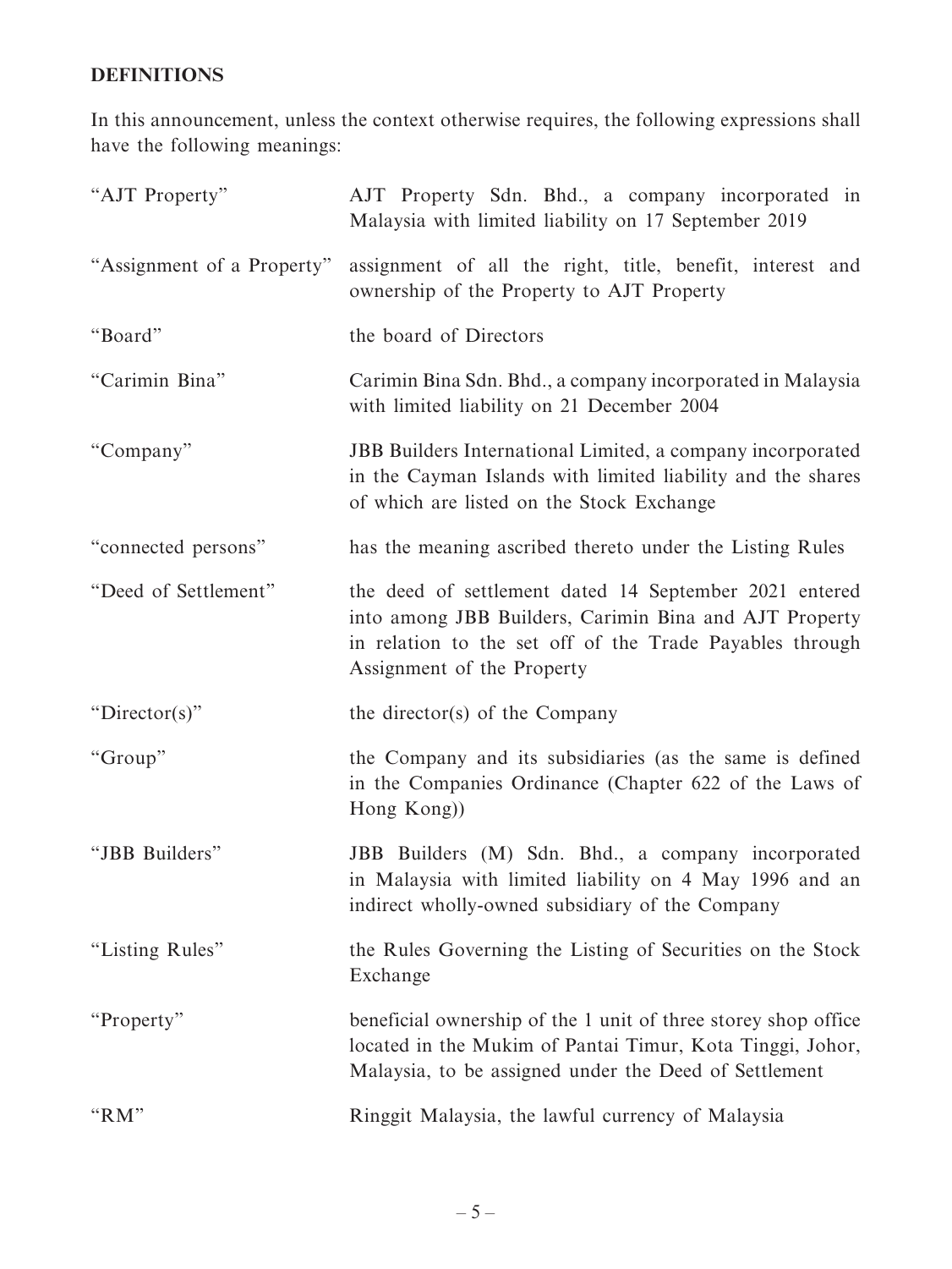## DEFINITIONS

In this announcement, unless the context otherwise requires, the following expressions shall have the following meanings:

| | |
|---|---|
| "AJT Property" | AJT Property Sdn. Bhd., a company incorporated in Malaysia with limited liability on 17 September 2019 |
| "Assignment of a Property" | assignment of all the right, title, benefit, interest and ownership of the Property to AJT Property |
| "Board" | the board of Directors |
| "Carimin Bina" | Carimin Bina Sdn. Bhd., a company incorporated in Malaysia with limited liability on 21 December 2004 |
| "Company" | JBB Builders International Limited, a company incorporated in the Cayman Islands with limited liability and the shares of which are listed on the Stock Exchange |
| "connected persons" | has the meaning ascribed thereto under the Listing Rules |
| "Deed of Settlement" | the deed of settlement dated 14 September 2021 entered into among JBB Builders, Carimin Bina and AJT Property in relation to the set off of the Trade Payables through Assignment of the Property |
| "Director(s)" | the director(s) of the Company |
| "Group" | the Company and its subsidiaries (as the same is defined in the Companies Ordinance (Chapter 622 of the Laws of Hong Kong)) |
| "JBB Builders" | JBB Builders (M) Sdn. Bhd., a company incorporated in Malaysia with limited liability on 4 May 1996 and an indirect wholly-owned subsidiary of the Company |
| "Listing Rules" | the Rules Governing the Listing of Securities on the Stock Exchange |
| "Property" | beneficial ownership of the 1 unit of three storey shop office located in the Mukim of Pantai Timur, Kota Tinggi, Johor, Malaysia, to be assigned under the Deed of Settlement |
| "RM" | Ringgit Malaysia, the lawful currency of Malaysia |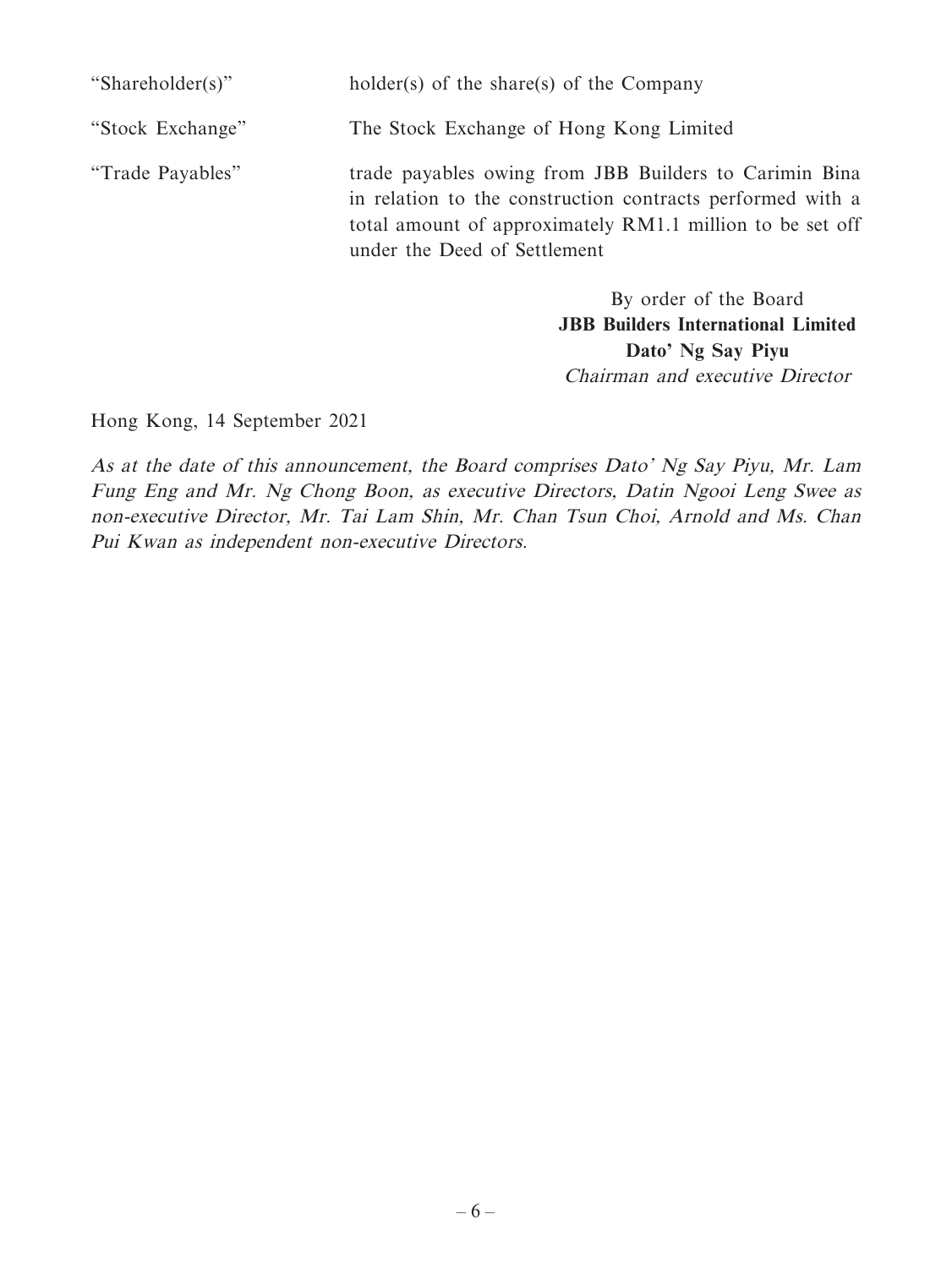| | |
|---|---|
| "Shareholder(s)" | holder(s) of the share(s) of the Company |
| "Stock Exchange" | The Stock Exchange of Hong Kong Limited |
| "Trade Payables" | trade payables owing from JBB Builders to Carimin Bina in relation to the construction contracts performed with a total amount of approximately RM1.1 million to be set off under the Deed of Settlement |

By order of the Board
**JBB Builders International Limited**
**Dato' Ng Say Piyu**
*Chairman and executive Director*

Hong Kong, 14 September 2021

*As at the date of this announcement, the Board comprises Dato' Ng Say Piyu, Mr. Lam Fung Eng and Mr. Ng Chong Boon, as executive Directors, Datin Ngooi Leng Swee as non-executive Director, Mr. Tai Lam Shin, Mr. Chan Tsun Choi, Arnold and Ms. Chan Pui Kwan as independent non-executive Directors.*